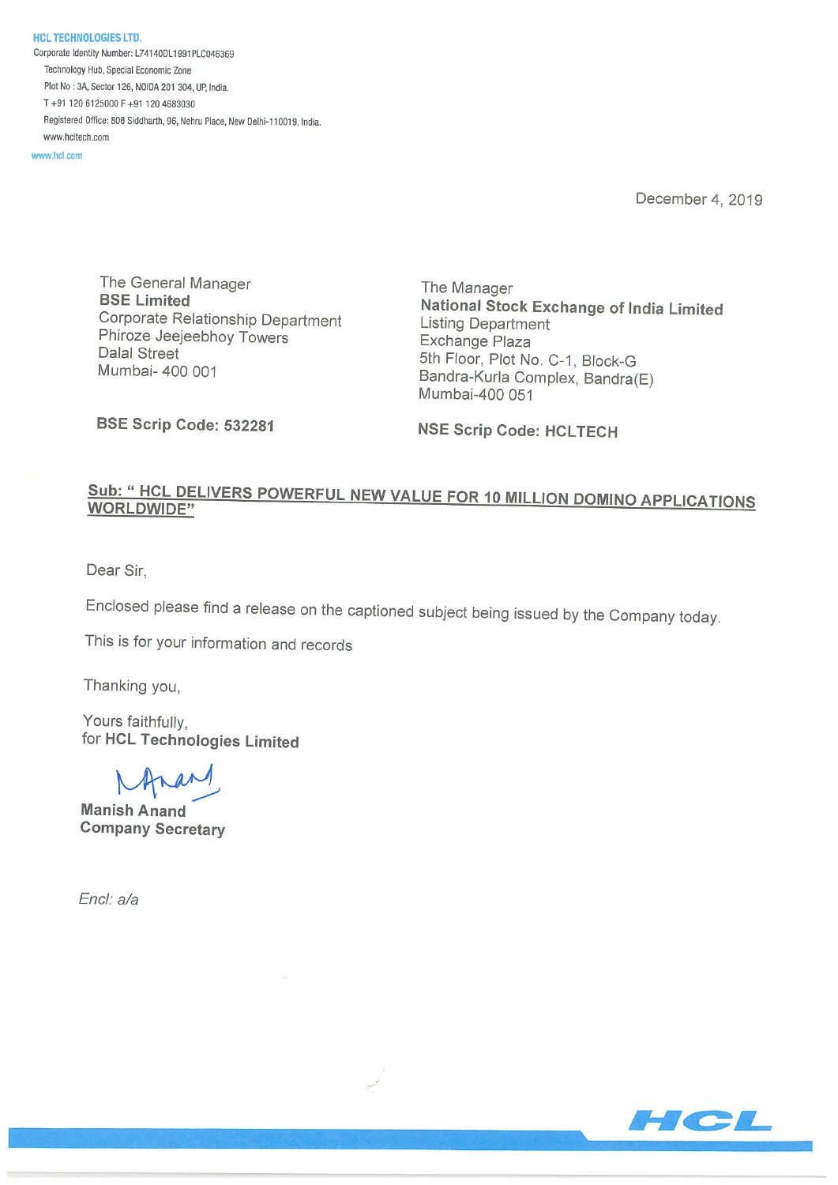**HCL TECHNOLOGIES LTD.**
Corporate Identity Number: L74140DL1991PLC046369
Technology Hub, Special Economic Zone
Plot No : 3A, Sector 126, NOIDA 201 304, UP, India.
T +91 120 6125000 F +91 120 4683030
Registered Office: 808 Siddharth, 96, Nehru Place, New Delhi-110019, India.
www.hcltech.com
www.hcl.com

December 4, 2019

The General Manager
**BSE Limited**
Corporate Relationship Department
Phiroze Jeejeebhoy Towers
Dalal Street
Mumbai- 400 001

**BSE Scrip Code: 532281**

The Manager
**National Stock Exchange of India Limited**
Listing Department
Exchange Plaza
5th Floor, Plot No. C-1, Block-G
Bandra-Kurla Complex, Bandra(E)
Mumbai-400 051

**NSE Scrip Code: HCLTECH**

**Sub: " HCL DELIVERS POWERFUL NEW VALUE FOR 10 MILLION DOMINO APPLICATIONS WORLDWIDE"**

Dear Sir,

Enclosed please find a release on the captioned subject being issued by the Company today.

This is for your information and records

Thanking you,

Yours faithfully,
for **HCL Technologies Limited**

**Manish Anand**
**Company Secretary**

*Encl: a/a*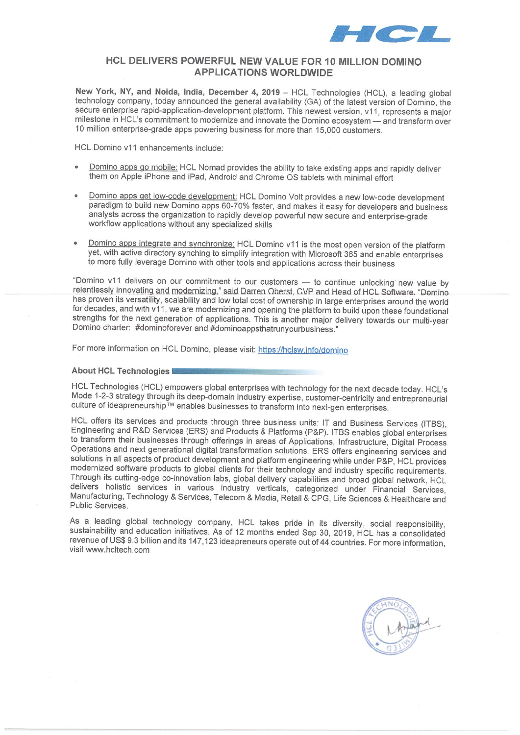# HCL DELIVERS POWERFUL NEW VALUE FOR 10 MILLION DOMINO APPLICATIONS WORLDWIDE

**New York, NY, and Noida, India, December 4, 2019** – HCL Technologies (HCL), a leading global technology company, today announced the general availability (GA) of the latest version of Domino, the secure enterprise rapid-application-development platform. This newest version, v11, represents a major milestone in HCL's commitment to modernize and innovate the Domino ecosystem — and transform over 10 million enterprise-grade apps powering business for more than 15,000 customers.

HCL Domino v11 enhancements include:

- Domino apps go mobile: HCL Nomad provides the ability to take existing apps and rapidly deliver them on Apple iPhone and iPad, Android and Chrome OS tablets with minimal effort
- Domino apps get low-code development: HCL Domino Volt provides a new low-code development paradigm to build new Domino apps 60-70% faster, and makes it easy for developers and business analysts across the organization to rapidly develop powerful new secure and enterprise-grade workflow applications without any specialized skills
- Domino apps integrate and synchronize: HCL Domino v11 is the most open version of the platform yet, with active directory synching to simplify integration with Microsoft 365 and enable enterprises to more fully leverage Domino with other tools and applications across their business

"Domino v11 delivers on our commitment to our customers — to continue unlocking new value by relentlessly innovating and modernizing," said Darren Oberst, CVP and Head of HCL Software. "Domino has proven its versatility, scalability and low total cost of ownership in large enterprises around the world for decades, and with v11, we are modernizing and opening the platform to build upon these foundational strengths for the next generation of applications. This is another major delivery towards our multi-year Domino charter: #dominoforever and #dominoappsthatrunyourbusiness."

For more information on HCL Domino, please visit: https://hclsw.info/domino

## About HCL Technologies

HCL Technologies (HCL) empowers global enterprises with technology for the next decade today. HCL's Mode 1-2-3 strategy through its deep-domain industry expertise, customer-centricity and entrepreneurial culture of ideapreneurship™ enables businesses to transform into next-gen enterprises.

HCL offers its services and products through three business units: IT and Business Services (ITBS), Engineering and R&D Services (ERS) and Products & Platforms (P&P). ITBS enables global enterprises to transform their businesses through offerings in areas of Applications, Infrastructure, Digital Process Operations and next generational digital transformation solutions. ERS offers engineering services and solutions in all aspects of product development and platform engineering while under P&P, HCL provides modernized software products to global clients for their technology and industry specific requirements. Through its cutting-edge co-innovation labs, global delivery capabilities and broad global network, HCL delivers holistic services in various industry verticals, categorized under Financial Services, Manufacturing, Technology & Services, Telecom & Media, Retail & CPG, Life Sciences & Healthcare and Public Services.

As a leading global technology company, HCL takes pride in its diversity, social responsibility, sustainability and education initiatives. As of 12 months ended Sep 30, 2019, HCL has a consolidated revenue of US$ 9.3 billion and its 147,123 ideapreneurs operate out of 44 countries. For more information, visit www.hcltech.com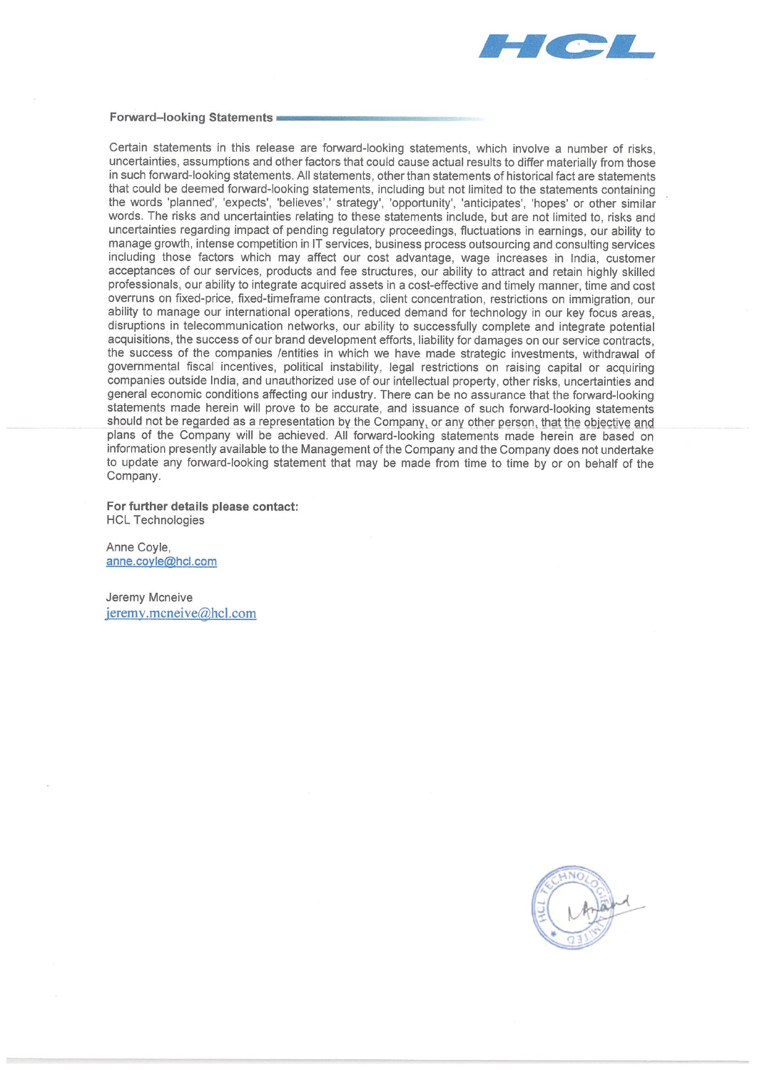## Forward–looking Statements

Certain statements in this release are forward-looking statements, which involve a number of risks, uncertainties, assumptions and other factors that could cause actual results to differ materially from those in such forward-looking statements. All statements, other than statements of historical fact are statements that could be deemed forward-looking statements, including but not limited to the statements containing the words 'planned', 'expects', 'believes',' strategy', 'opportunity', 'anticipates', 'hopes' or other similar words. The risks and uncertainties relating to these statements include, but are not limited to, risks and uncertainties regarding impact of pending regulatory proceedings, fluctuations in earnings, our ability to manage growth, intense competition in IT services, business process outsourcing and consulting services including those factors which may affect our cost advantage, wage increases in India, customer acceptances of our services, products and fee structures, our ability to attract and retain highly skilled professionals, our ability to integrate acquired assets in a cost-effective and timely manner, time and cost overruns on fixed-price, fixed-timeframe contracts, client concentration, restrictions on immigration, our ability to manage our international operations, reduced demand for technology in our key focus areas, disruptions in telecommunication networks, our ability to successfully complete and integrate potential acquisitions, the success of our brand development efforts, liability for damages on our service contracts, the success of the companies /entities in which we have made strategic investments, withdrawal of governmental fiscal incentives, political instability, legal restrictions on raising capital or acquiring companies outside India, and unauthorized use of our intellectual property, other risks, uncertainties and general economic conditions affecting our industry. There can be no assurance that the forward-looking statements made herein will prove to be accurate, and issuance of such forward-looking statements should not be regarded as a representation by the Company, or any other person, that the objective and plans of the Company will be achieved. All forward-looking statements made herein are based on information presently available to the Management of the Company and the Company does not undertake to update any forward-looking statement that may be made from time to time by or on behalf of the Company.

**For further details please contact:**
HCL Technologies

Anne Coyle,
anne.coyle@hcl.com

Jeremy Mcneive
jeremy.mcneive@hcl.com